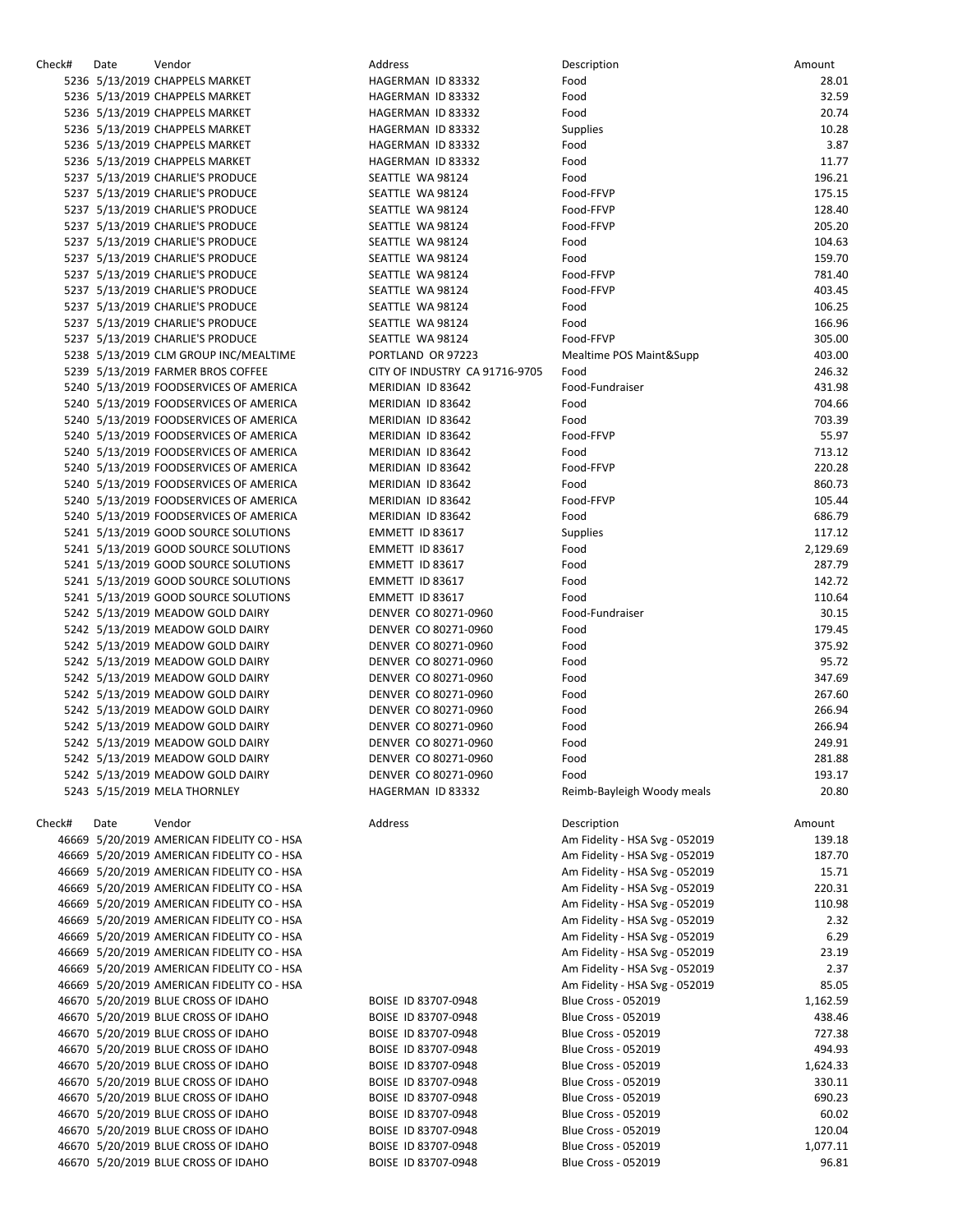| Check# | Date | Vendor | Address | Description | Amount |
|---|---|---|---|---|---|
| 5236 | 5/13/2019 | CHAPPELS MARKET | HAGERMAN ID 83332 | Food | 28.01 |
| 5236 | 5/13/2019 | CHAPPELS MARKET | HAGERMAN ID 83332 | Food | 32.59 |
| 5236 | 5/13/2019 | CHAPPELS MARKET | HAGERMAN ID 83332 | Food | 20.74 |
| 5236 | 5/13/2019 | CHAPPELS MARKET | HAGERMAN ID 83332 | Supplies | 10.28 |
| 5236 | 5/13/2019 | CHAPPELS MARKET | HAGERMAN ID 83332 | Food | 3.87 |
| 5236 | 5/13/2019 | CHAPPELS MARKET | HAGERMAN ID 83332 | Food | 11.77 |
| 5237 | 5/13/2019 | CHARLIE'S PRODUCE | SEATTLE WA 98124 | Food | 196.21 |
| 5237 | 5/13/2019 | CHARLIE'S PRODUCE | SEATTLE WA 98124 | Food-FFVP | 175.15 |
| 5237 | 5/13/2019 | CHARLIE'S PRODUCE | SEATTLE WA 98124 | Food-FFVP | 128.40 |
| 5237 | 5/13/2019 | CHARLIE'S PRODUCE | SEATTLE WA 98124 | Food-FFVP | 205.20 |
| 5237 | 5/13/2019 | CHARLIE'S PRODUCE | SEATTLE WA 98124 | Food | 104.63 |
| 5237 | 5/13/2019 | CHARLIE'S PRODUCE | SEATTLE WA 98124 | Food | 159.70 |
| 5237 | 5/13/2019 | CHARLIE'S PRODUCE | SEATTLE WA 98124 | Food-FFVP | 781.40 |
| 5237 | 5/13/2019 | CHARLIE'S PRODUCE | SEATTLE WA 98124 | Food-FFVP | 403.45 |
| 5237 | 5/13/2019 | CHARLIE'S PRODUCE | SEATTLE WA 98124 | Food | 106.25 |
| 5237 | 5/13/2019 | CHARLIE'S PRODUCE | SEATTLE WA 98124 | Food | 166.96 |
| 5237 | 5/13/2019 | CHARLIE'S PRODUCE | SEATTLE WA 98124 | Food-FFVP | 305.00 |
| 5238 | 5/13/2019 | CLM GROUP INC/MEALTIME | PORTLAND OR 97223 | Mealtime POS Maint&Supp | 403.00 |
| 5239 | 5/13/2019 | FARMER BROS COFFEE | CITY OF INDUSTRY CA 91716-9705 | Food | 246.32 |
| 5240 | 5/13/2019 | FOODSERVICES OF AMERICA | MERIDIAN ID 83642 | Food-Fundraiser | 431.98 |
| 5240 | 5/13/2019 | FOODSERVICES OF AMERICA | MERIDIAN ID 83642 | Food | 704.66 |
| 5240 | 5/13/2019 | FOODSERVICES OF AMERICA | MERIDIAN ID 83642 | Food | 703.39 |
| 5240 | 5/13/2019 | FOODSERVICES OF AMERICA | MERIDIAN ID 83642 | Food-FFVP | 55.97 |
| 5240 | 5/13/2019 | FOODSERVICES OF AMERICA | MERIDIAN ID 83642 | Food | 713.12 |
| 5240 | 5/13/2019 | FOODSERVICES OF AMERICA | MERIDIAN ID 83642 | Food-FFVP | 220.28 |
| 5240 | 5/13/2019 | FOODSERVICES OF AMERICA | MERIDIAN ID 83642 | Food | 860.73 |
| 5240 | 5/13/2019 | FOODSERVICES OF AMERICA | MERIDIAN ID 83642 | Food-FFVP | 105.44 |
| 5240 | 5/13/2019 | FOODSERVICES OF AMERICA | MERIDIAN ID 83642 | Food | 686.79 |
| 5241 | 5/13/2019 | GOOD SOURCE SOLUTIONS | EMMETT ID 83617 | Supplies | 117.12 |
| 5241 | 5/13/2019 | GOOD SOURCE SOLUTIONS | EMMETT ID 83617 | Food | 2,129.69 |
| 5241 | 5/13/2019 | GOOD SOURCE SOLUTIONS | EMMETT ID 83617 | Food | 287.79 |
| 5241 | 5/13/2019 | GOOD SOURCE SOLUTIONS | EMMETT ID 83617 | Food | 142.72 |
| 5241 | 5/13/2019 | GOOD SOURCE SOLUTIONS | EMMETT ID 83617 | Food | 110.64 |
| 5242 | 5/13/2019 | MEADOW GOLD DAIRY | DENVER CO 80271-0960 | Food-Fundraiser | 30.15 |
| 5242 | 5/13/2019 | MEADOW GOLD DAIRY | DENVER CO 80271-0960 | Food | 179.45 |
| 5242 | 5/13/2019 | MEADOW GOLD DAIRY | DENVER CO 80271-0960 | Food | 375.92 |
| 5242 | 5/13/2019 | MEADOW GOLD DAIRY | DENVER CO 80271-0960 | Food | 95.72 |
| 5242 | 5/13/2019 | MEADOW GOLD DAIRY | DENVER CO 80271-0960 | Food | 347.69 |
| 5242 | 5/13/2019 | MEADOW GOLD DAIRY | DENVER CO 80271-0960 | Food | 267.60 |
| 5242 | 5/13/2019 | MEADOW GOLD DAIRY | DENVER CO 80271-0960 | Food | 266.94 |
| 5242 | 5/13/2019 | MEADOW GOLD DAIRY | DENVER CO 80271-0960 | Food | 266.94 |
| 5242 | 5/13/2019 | MEADOW GOLD DAIRY | DENVER CO 80271-0960 | Food | 249.91 |
| 5242 | 5/13/2019 | MEADOW GOLD DAIRY | DENVER CO 80271-0960 | Food | 281.88 |
| 5242 | 5/13/2019 | MEADOW GOLD DAIRY | DENVER CO 80271-0960 | Food | 193.17 |
| 5243 | 5/15/2019 | MELA THORNLEY | HAGERMAN ID 83332 | Reimb-Bayleigh Woody meals | 20.80 |

| Check# | Date | Vendor | Address | Description | Amount |
|---|---|---|---|---|---|
| 46669 | 5/20/2019 | AMERICAN FIDELITY CO - HSA | | Am Fidelity - HSA Svg - 052019 | 139.18 |
| 46669 | 5/20/2019 | AMERICAN FIDELITY CO - HSA | | Am Fidelity - HSA Svg - 052019 | 187.70 |
| 46669 | 5/20/2019 | AMERICAN FIDELITY CO - HSA | | Am Fidelity - HSA Svg - 052019 | 15.71 |
| 46669 | 5/20/2019 | AMERICAN FIDELITY CO - HSA | | Am Fidelity - HSA Svg - 052019 | 220.31 |
| 46669 | 5/20/2019 | AMERICAN FIDELITY CO - HSA | | Am Fidelity - HSA Svg - 052019 | 110.98 |
| 46669 | 5/20/2019 | AMERICAN FIDELITY CO - HSA | | Am Fidelity - HSA Svg - 052019 | 2.32 |
| 46669 | 5/20/2019 | AMERICAN FIDELITY CO - HSA | | Am Fidelity - HSA Svg - 052019 | 6.29 |
| 46669 | 5/20/2019 | AMERICAN FIDELITY CO - HSA | | Am Fidelity - HSA Svg - 052019 | 23.19 |
| 46669 | 5/20/2019 | AMERICAN FIDELITY CO - HSA | | Am Fidelity - HSA Svg - 052019 | 2.37 |
| 46669 | 5/20/2019 | AMERICAN FIDELITY CO - HSA | | Am Fidelity - HSA Svg - 052019 | 85.05 |
| 46670 | 5/20/2019 | BLUE CROSS OF IDAHO | BOISE ID 83707-0948 | Blue Cross - 052019 | 1,162.59 |
| 46670 | 5/20/2019 | BLUE CROSS OF IDAHO | BOISE ID 83707-0948 | Blue Cross - 052019 | 438.46 |
| 46670 | 5/20/2019 | BLUE CROSS OF IDAHO | BOISE ID 83707-0948 | Blue Cross - 052019 | 727.38 |
| 46670 | 5/20/2019 | BLUE CROSS OF IDAHO | BOISE ID 83707-0948 | Blue Cross - 052019 | 494.93 |
| 46670 | 5/20/2019 | BLUE CROSS OF IDAHO | BOISE ID 83707-0948 | Blue Cross - 052019 | 1,624.33 |
| 46670 | 5/20/2019 | BLUE CROSS OF IDAHO | BOISE ID 83707-0948 | Blue Cross - 052019 | 330.11 |
| 46670 | 5/20/2019 | BLUE CROSS OF IDAHO | BOISE ID 83707-0948 | Blue Cross - 052019 | 690.23 |
| 46670 | 5/20/2019 | BLUE CROSS OF IDAHO | BOISE ID 83707-0948 | Blue Cross - 052019 | 60.02 |
| 46670 | 5/20/2019 | BLUE CROSS OF IDAHO | BOISE ID 83707-0948 | Blue Cross - 052019 | 120.04 |
| 46670 | 5/20/2019 | BLUE CROSS OF IDAHO | BOISE ID 83707-0948 | Blue Cross - 052019 | 1,077.11 |
| 46670 | 5/20/2019 | BLUE CROSS OF IDAHO | BOISE ID 83707-0948 | Blue Cross - 052019 | 96.81 |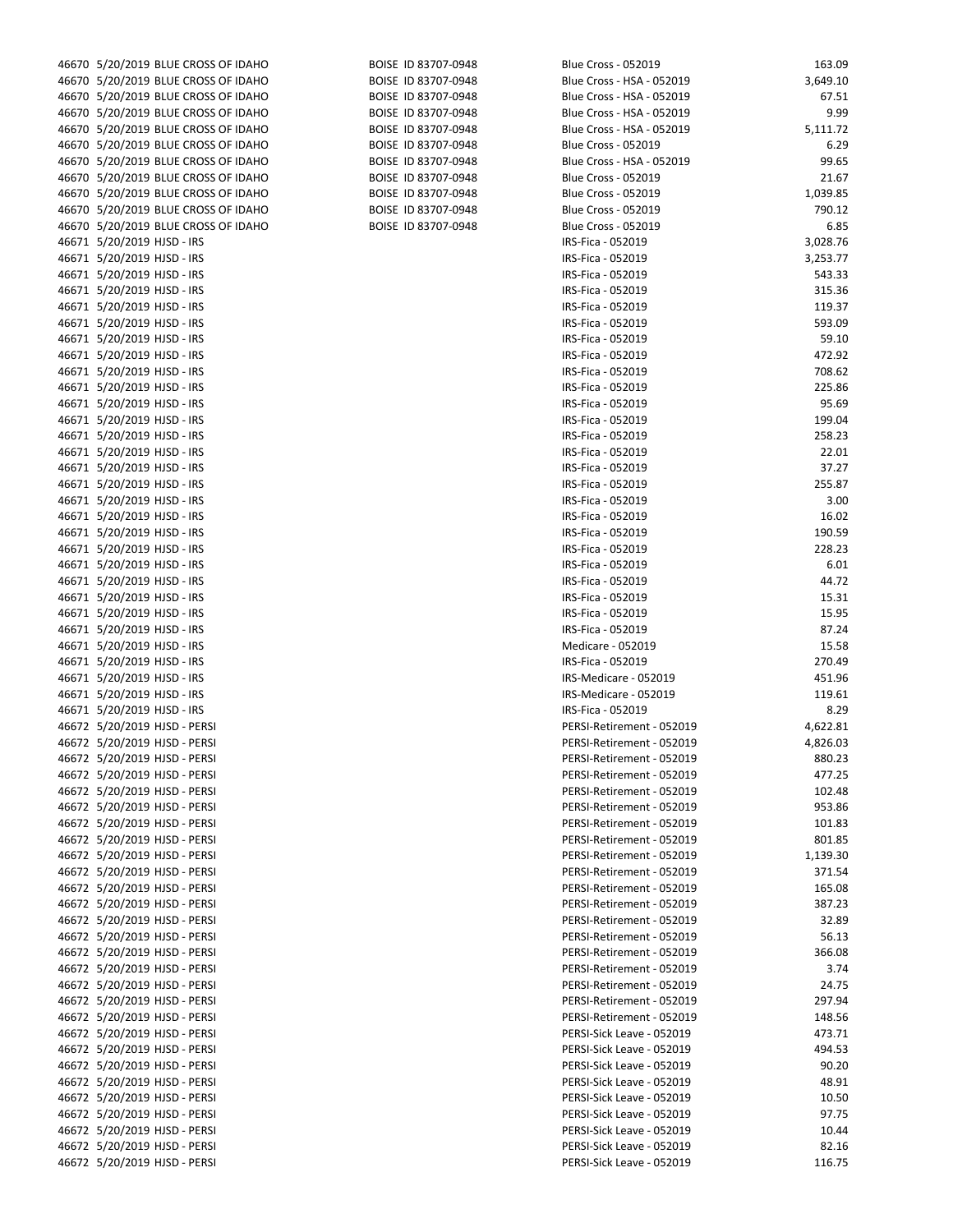| | | | | | |
|---|---|---|---|---|---|
| 46670 | 5/20/2019 | BLUE CROSS OF IDAHO | BOISE ID 83707-0948 | Blue Cross - 052019 | 163.09 |
| 46670 | 5/20/2019 | BLUE CROSS OF IDAHO | BOISE ID 83707-0948 | Blue Cross - HSA - 052019 | 3,649.10 |
| 46670 | 5/20/2019 | BLUE CROSS OF IDAHO | BOISE ID 83707-0948 | Blue Cross - HSA - 052019 | 67.51 |
| 46670 | 5/20/2019 | BLUE CROSS OF IDAHO | BOISE ID 83707-0948 | Blue Cross - HSA - 052019 | 9.99 |
| 46670 | 5/20/2019 | BLUE CROSS OF IDAHO | BOISE ID 83707-0948 | Blue Cross - HSA - 052019 | 5,111.72 |
| 46670 | 5/20/2019 | BLUE CROSS OF IDAHO | BOISE ID 83707-0948 | Blue Cross - 052019 | 6.29 |
| 46670 | 5/20/2019 | BLUE CROSS OF IDAHO | BOISE ID 83707-0948 | Blue Cross - HSA - 052019 | 99.65 |
| 46670 | 5/20/2019 | BLUE CROSS OF IDAHO | BOISE ID 83707-0948 | Blue Cross - 052019 | 21.67 |
| 46670 | 5/20/2019 | BLUE CROSS OF IDAHO | BOISE ID 83707-0948 | Blue Cross - 052019 | 1,039.85 |
| 46670 | 5/20/2019 | BLUE CROSS OF IDAHO | BOISE ID 83707-0948 | Blue Cross - 052019 | 790.12 |
| 46670 | 5/20/2019 | BLUE CROSS OF IDAHO | BOISE ID 83707-0948 | Blue Cross - 052019 | 6.85 |
| 46671 | 5/20/2019 | HJSD - IRS | | IRS-Fica - 052019 | 3,028.76 |
| 46671 | 5/20/2019 | HJSD - IRS | | IRS-Fica - 052019 | 3,253.77 |
| 46671 | 5/20/2019 | HJSD - IRS | | IRS-Fica - 052019 | 543.33 |
| 46671 | 5/20/2019 | HJSD - IRS | | IRS-Fica - 052019 | 315.36 |
| 46671 | 5/20/2019 | HJSD - IRS | | IRS-Fica - 052019 | 119.37 |
| 46671 | 5/20/2019 | HJSD - IRS | | IRS-Fica - 052019 | 593.09 |
| 46671 | 5/20/2019 | HJSD - IRS | | IRS-Fica - 052019 | 59.10 |
| 46671 | 5/20/2019 | HJSD - IRS | | IRS-Fica - 052019 | 472.92 |
| 46671 | 5/20/2019 | HJSD - IRS | | IRS-Fica - 052019 | 708.62 |
| 46671 | 5/20/2019 | HJSD - IRS | | IRS-Fica - 052019 | 225.86 |
| 46671 | 5/20/2019 | HJSD - IRS | | IRS-Fica - 052019 | 95.69 |
| 46671 | 5/20/2019 | HJSD - IRS | | IRS-Fica - 052019 | 199.04 |
| 46671 | 5/20/2019 | HJSD - IRS | | IRS-Fica - 052019 | 258.23 |
| 46671 | 5/20/2019 | HJSD - IRS | | IRS-Fica - 052019 | 22.01 |
| 46671 | 5/20/2019 | HJSD - IRS | | IRS-Fica - 052019 | 37.27 |
| 46671 | 5/20/2019 | HJSD - IRS | | IRS-Fica - 052019 | 255.87 |
| 46671 | 5/20/2019 | HJSD - IRS | | IRS-Fica - 052019 | 3.00 |
| 46671 | 5/20/2019 | HJSD - IRS | | IRS-Fica - 052019 | 16.02 |
| 46671 | 5/20/2019 | HJSD - IRS | | IRS-Fica - 052019 | 190.59 |
| 46671 | 5/20/2019 | HJSD - IRS | | IRS-Fica - 052019 | 228.23 |
| 46671 | 5/20/2019 | HJSD - IRS | | IRS-Fica - 052019 | 6.01 |
| 46671 | 5/20/2019 | HJSD - IRS | | IRS-Fica - 052019 | 44.72 |
| 46671 | 5/20/2019 | HJSD - IRS | | IRS-Fica - 052019 | 15.31 |
| 46671 | 5/20/2019 | HJSD - IRS | | IRS-Fica - 052019 | 15.95 |
| 46671 | 5/20/2019 | HJSD - IRS | | IRS-Fica - 052019 | 87.24 |
| 46671 | 5/20/2019 | HJSD - IRS | | Medicare - 052019 | 15.58 |
| 46671 | 5/20/2019 | HJSD - IRS | | IRS-Fica - 052019 | 270.49 |
| 46671 | 5/20/2019 | HJSD - IRS | | IRS-Medicare - 052019 | 451.96 |
| 46671 | 5/20/2019 | HJSD - IRS | | IRS-Medicare - 052019 | 119.61 |
| 46671 | 5/20/2019 | HJSD - IRS | | IRS-Fica - 052019 | 8.29 |
| 46672 | 5/20/2019 | HJSD - PERSI | | PERSI-Retirement - 052019 | 4,622.81 |
| 46672 | 5/20/2019 | HJSD - PERSI | | PERSI-Retirement - 052019 | 4,826.03 |
| 46672 | 5/20/2019 | HJSD - PERSI | | PERSI-Retirement - 052019 | 880.23 |
| 46672 | 5/20/2019 | HJSD - PERSI | | PERSI-Retirement - 052019 | 477.25 |
| 46672 | 5/20/2019 | HJSD - PERSI | | PERSI-Retirement - 052019 | 102.48 |
| 46672 | 5/20/2019 | HJSD - PERSI | | PERSI-Retirement - 052019 | 953.86 |
| 46672 | 5/20/2019 | HJSD - PERSI | | PERSI-Retirement - 052019 | 101.83 |
| 46672 | 5/20/2019 | HJSD - PERSI | | PERSI-Retirement - 052019 | 801.85 |
| 46672 | 5/20/2019 | HJSD - PERSI | | PERSI-Retirement - 052019 | 1,139.30 |
| 46672 | 5/20/2019 | HJSD - PERSI | | PERSI-Retirement - 052019 | 371.54 |
| 46672 | 5/20/2019 | HJSD - PERSI | | PERSI-Retirement - 052019 | 165.08 |
| 46672 | 5/20/2019 | HJSD - PERSI | | PERSI-Retirement - 052019 | 387.23 |
| 46672 | 5/20/2019 | HJSD - PERSI | | PERSI-Retirement - 052019 | 32.89 |
| 46672 | 5/20/2019 | HJSD - PERSI | | PERSI-Retirement - 052019 | 56.13 |
| 46672 | 5/20/2019 | HJSD - PERSI | | PERSI-Retirement - 052019 | 366.08 |
| 46672 | 5/20/2019 | HJSD - PERSI | | PERSI-Retirement - 052019 | 3.74 |
| 46672 | 5/20/2019 | HJSD - PERSI | | PERSI-Retirement - 052019 | 24.75 |
| 46672 | 5/20/2019 | HJSD - PERSI | | PERSI-Retirement - 052019 | 297.94 |
| 46672 | 5/20/2019 | HJSD - PERSI | | PERSI-Retirement - 052019 | 148.56 |
| 46672 | 5/20/2019 | HJSD - PERSI | | PERSI-Sick Leave - 052019 | 473.71 |
| 46672 | 5/20/2019 | HJSD - PERSI | | PERSI-Sick Leave - 052019 | 494.53 |
| 46672 | 5/20/2019 | HJSD - PERSI | | PERSI-Sick Leave - 052019 | 90.20 |
| 46672 | 5/20/2019 | HJSD - PERSI | | PERSI-Sick Leave - 052019 | 48.91 |
| 46672 | 5/20/2019 | HJSD - PERSI | | PERSI-Sick Leave - 052019 | 10.50 |
| 46672 | 5/20/2019 | HJSD - PERSI | | PERSI-Sick Leave - 052019 | 97.75 |
| 46672 | 5/20/2019 | HJSD - PERSI | | PERSI-Sick Leave - 052019 | 10.44 |
| 46672 | 5/20/2019 | HJSD - PERSI | | PERSI-Sick Leave - 052019 | 82.16 |
| 46672 | 5/20/2019 | HJSD - PERSI | | PERSI-Sick Leave - 052019 | 116.75 |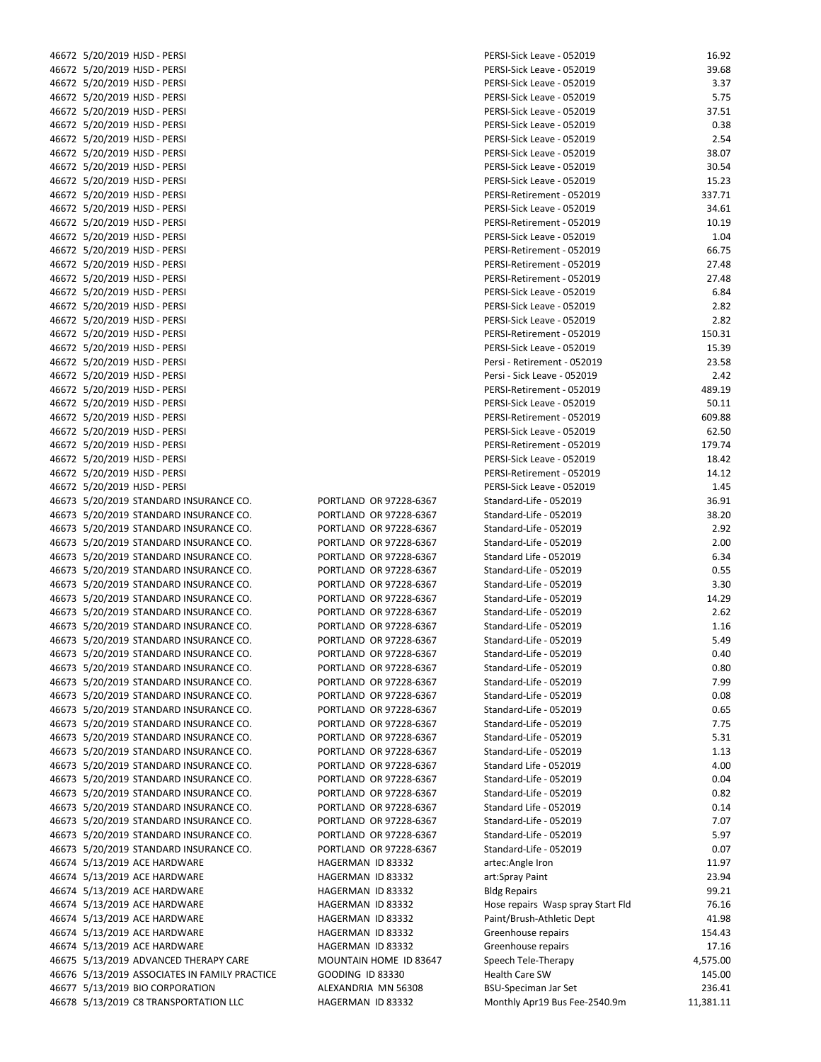| | | | | | |
|---|---|---|---|---|---|
| 46672 | 5/20/2019 | HJSD - PERSI | | PERSI-Sick Leave - 052019 | 16.92 |
| 46672 | 5/20/2019 | HJSD - PERSI | | PERSI-Sick Leave - 052019 | 39.68 |
| 46672 | 5/20/2019 | HJSD - PERSI | | PERSI-Sick Leave - 052019 | 3.37 |
| 46672 | 5/20/2019 | HJSD - PERSI | | PERSI-Sick Leave - 052019 | 5.75 |
| 46672 | 5/20/2019 | HJSD - PERSI | | PERSI-Sick Leave - 052019 | 37.51 |
| 46672 | 5/20/2019 | HJSD - PERSI | | PERSI-Sick Leave - 052019 | 0.38 |
| 46672 | 5/20/2019 | HJSD - PERSI | | PERSI-Sick Leave - 052019 | 2.54 |
| 46672 | 5/20/2019 | HJSD - PERSI | | PERSI-Sick Leave - 052019 | 38.07 |
| 46672 | 5/20/2019 | HJSD - PERSI | | PERSI-Sick Leave - 052019 | 30.54 |
| 46672 | 5/20/2019 | HJSD - PERSI | | PERSI-Sick Leave - 052019 | 15.23 |
| 46672 | 5/20/2019 | HJSD - PERSI | | PERSI-Retirement - 052019 | 337.71 |
| 46672 | 5/20/2019 | HJSD - PERSI | | PERSI-Sick Leave - 052019 | 34.61 |
| 46672 | 5/20/2019 | HJSD - PERSI | | PERSI-Retirement - 052019 | 10.19 |
| 46672 | 5/20/2019 | HJSD - PERSI | | PERSI-Sick Leave - 052019 | 1.04 |
| 46672 | 5/20/2019 | HJSD - PERSI | | PERSI-Retirement - 052019 | 66.75 |
| 46672 | 5/20/2019 | HJSD - PERSI | | PERSI-Retirement - 052019 | 27.48 |
| 46672 | 5/20/2019 | HJSD - PERSI | | PERSI-Retirement - 052019 | 27.48 |
| 46672 | 5/20/2019 | HJSD - PERSI | | PERSI-Sick Leave - 052019 | 6.84 |
| 46672 | 5/20/2019 | HJSD - PERSI | | PERSI-Sick Leave - 052019 | 2.82 |
| 46672 | 5/20/2019 | HJSD - PERSI | | PERSI-Sick Leave - 052019 | 2.82 |
| 46672 | 5/20/2019 | HJSD - PERSI | | PERSI-Retirement - 052019 | 150.31 |
| 46672 | 5/20/2019 | HJSD - PERSI | | PERSI-Sick Leave - 052019 | 15.39 |
| 46672 | 5/20/2019 | HJSD - PERSI | | Persi - Retirement - 052019 | 23.58 |
| 46672 | 5/20/2019 | HJSD - PERSI | | Persi - Sick Leave - 052019 | 2.42 |
| 46672 | 5/20/2019 | HJSD - PERSI | | PERSI-Retirement - 052019 | 489.19 |
| 46672 | 5/20/2019 | HJSD - PERSI | | PERSI-Sick Leave - 052019 | 50.11 |
| 46672 | 5/20/2019 | HJSD - PERSI | | PERSI-Retirement - 052019 | 609.88 |
| 46672 | 5/20/2019 | HJSD - PERSI | | PERSI-Sick Leave - 052019 | 62.50 |
| 46672 | 5/20/2019 | HJSD - PERSI | | PERSI-Retirement - 052019 | 179.74 |
| 46672 | 5/20/2019 | HJSD - PERSI | | PERSI-Sick Leave - 052019 | 18.42 |
| 46672 | 5/20/2019 | HJSD - PERSI | | PERSI-Retirement - 052019 | 14.12 |
| 46672 | 5/20/2019 | HJSD - PERSI | | PERSI-Sick Leave - 052019 | 1.45 |
| 46673 | 5/20/2019 | STANDARD INSURANCE CO. | PORTLAND OR 97228-6367 | Standard-Life - 052019 | 36.91 |
| 46673 | 5/20/2019 | STANDARD INSURANCE CO. | PORTLAND OR 97228-6367 | Standard-Life - 052019 | 38.20 |
| 46673 | 5/20/2019 | STANDARD INSURANCE CO. | PORTLAND OR 97228-6367 | Standard-Life - 052019 | 2.92 |
| 46673 | 5/20/2019 | STANDARD INSURANCE CO. | PORTLAND OR 97228-6367 | Standard-Life - 052019 | 2.00 |
| 46673 | 5/20/2019 | STANDARD INSURANCE CO. | PORTLAND OR 97228-6367 | Standard Life - 052019 | 6.34 |
| 46673 | 5/20/2019 | STANDARD INSURANCE CO. | PORTLAND OR 97228-6367 | Standard-Life - 052019 | 0.55 |
| 46673 | 5/20/2019 | STANDARD INSURANCE CO. | PORTLAND OR 97228-6367 | Standard-Life - 052019 | 3.30 |
| 46673 | 5/20/2019 | STANDARD INSURANCE CO. | PORTLAND OR 97228-6367 | Standard-Life - 052019 | 14.29 |
| 46673 | 5/20/2019 | STANDARD INSURANCE CO. | PORTLAND OR 97228-6367 | Standard-Life - 052019 | 2.62 |
| 46673 | 5/20/2019 | STANDARD INSURANCE CO. | PORTLAND OR 97228-6367 | Standard-Life - 052019 | 1.16 |
| 46673 | 5/20/2019 | STANDARD INSURANCE CO. | PORTLAND OR 97228-6367 | Standard-Life - 052019 | 5.49 |
| 46673 | 5/20/2019 | STANDARD INSURANCE CO. | PORTLAND OR 97228-6367 | Standard-Life - 052019 | 0.40 |
| 46673 | 5/20/2019 | STANDARD INSURANCE CO. | PORTLAND OR 97228-6367 | Standard-Life - 052019 | 0.80 |
| 46673 | 5/20/2019 | STANDARD INSURANCE CO. | PORTLAND OR 97228-6367 | Standard-Life - 052019 | 7.99 |
| 46673 | 5/20/2019 | STANDARD INSURANCE CO. | PORTLAND OR 97228-6367 | Standard-Life - 052019 | 0.08 |
| 46673 | 5/20/2019 | STANDARD INSURANCE CO. | PORTLAND OR 97228-6367 | Standard-Life - 052019 | 0.65 |
| 46673 | 5/20/2019 | STANDARD INSURANCE CO. | PORTLAND OR 97228-6367 | Standard-Life - 052019 | 7.75 |
| 46673 | 5/20/2019 | STANDARD INSURANCE CO. | PORTLAND OR 97228-6367 | Standard-Life - 052019 | 5.31 |
| 46673 | 5/20/2019 | STANDARD INSURANCE CO. | PORTLAND OR 97228-6367 | Standard-Life - 052019 | 1.13 |
| 46673 | 5/20/2019 | STANDARD INSURANCE CO. | PORTLAND OR 97228-6367 | Standard Life - 052019 | 4.00 |
| 46673 | 5/20/2019 | STANDARD INSURANCE CO. | PORTLAND OR 97228-6367 | Standard-Life - 052019 | 0.04 |
| 46673 | 5/20/2019 | STANDARD INSURANCE CO. | PORTLAND OR 97228-6367 | Standard-Life - 052019 | 0.82 |
| 46673 | 5/20/2019 | STANDARD INSURANCE CO. | PORTLAND OR 97228-6367 | Standard Life - 052019 | 0.14 |
| 46673 | 5/20/2019 | STANDARD INSURANCE CO. | PORTLAND OR 97228-6367 | Standard-Life - 052019 | 7.07 |
| 46673 | 5/20/2019 | STANDARD INSURANCE CO. | PORTLAND OR 97228-6367 | Standard-Life - 052019 | 5.97 |
| 46673 | 5/20/2019 | STANDARD INSURANCE CO. | PORTLAND OR 97228-6367 | Standard-Life - 052019 | 0.07 |
| 46674 | 5/13/2019 | ACE HARDWARE | HAGERMAN ID 83332 | artec:Angle Iron | 11.97 |
| 46674 | 5/13/2019 | ACE HARDWARE | HAGERMAN ID 83332 | art:Spray Paint | 23.94 |
| 46674 | 5/13/2019 | ACE HARDWARE | HAGERMAN ID 83332 | Bldg Repairs | 99.21 |
| 46674 | 5/13/2019 | ACE HARDWARE | HAGERMAN ID 83332 | Hose repairs Wasp spray Start Fld | 76.16 |
| 46674 | 5/13/2019 | ACE HARDWARE | HAGERMAN ID 83332 | Paint/Brush-Athletic Dept | 41.98 |
| 46674 | 5/13/2019 | ACE HARDWARE | HAGERMAN ID 83332 | Greenhouse repairs | 154.43 |
| 46674 | 5/13/2019 | ACE HARDWARE | HAGERMAN ID 83332 | Greenhouse repairs | 17.16 |
| 46675 | 5/13/2019 | ADVANCED THERAPY CARE | MOUNTAIN HOME ID 83647 | Speech Tele-Therapy | 4,575.00 |
| 46676 | 5/13/2019 | ASSOCIATES IN FAMILY PRACTICE | GOODING ID 83330 | Health Care SW | 145.00 |
| 46677 | 5/13/2019 | BIO CORPORATION | ALEXANDRIA MN 56308 | BSU-Speciman Jar Set | 236.41 |
| 46678 | 5/13/2019 | C8 TRANSPORTATION LLC | HAGERMAN ID 83332 | Monthly Apr19 Bus Fee-2540.9m | 11,381.11 |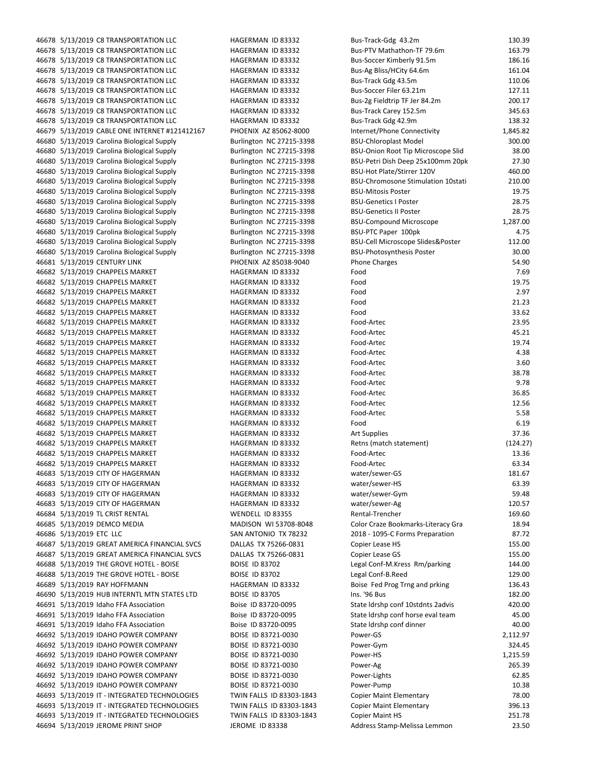| | | | | | |
|---|---|---|---|---|---|
| 46678 | 5/13/2019 | C8 TRANSPORTATION LLC | HAGERMAN ID 83332 | Bus-Track-Gdg 43.2m | 130.39 |
| 46678 | 5/13/2019 | C8 TRANSPORTATION LLC | HAGERMAN ID 83332 | Bus-PTV Mathathon-TF 79.6m | 163.79 |
| 46678 | 5/13/2019 | C8 TRANSPORTATION LLC | HAGERMAN ID 83332 | Bus-Soccer Kimberly 91.5m | 186.16 |
| 46678 | 5/13/2019 | C8 TRANSPORTATION LLC | HAGERMAN ID 83332 | Bus-Ag Bliss/HCity 64.6m | 161.04 |
| 46678 | 5/13/2019 | C8 TRANSPORTATION LLC | HAGERMAN ID 83332 | Bus-Track Gdg 43.5m | 110.06 |
| 46678 | 5/13/2019 | C8 TRANSPORTATION LLC | HAGERMAN ID 83332 | Bus-Soccer Filer 63.21m | 127.11 |
| 46678 | 5/13/2019 | C8 TRANSPORTATION LLC | HAGERMAN ID 83332 | Bus-2g Fieldtrip TF Jer 84.2m | 200.17 |
| 46678 | 5/13/2019 | C8 TRANSPORTATION LLC | HAGERMAN ID 83332 | Bus-Track Carey 152.5m | 345.63 |
| 46678 | 5/13/2019 | C8 TRANSPORTATION LLC | HAGERMAN ID 83332 | Bus-Track Gdg 42.9m | 138.32 |
| 46679 | 5/13/2019 | CABLE ONE INTERNET #121412167 | PHOENIX AZ 85062-8000 | Internet/Phone Connectivity | 1,845.82 |
| 46680 | 5/13/2019 | Carolina Biological Supply | Burlington NC 27215-3398 | BSU-Chloroplast Model | 300.00 |
| 46680 | 5/13/2019 | Carolina Biological Supply | Burlington NC 27215-3398 | BSU-Onion Root Tip Microscope Slid | 38.00 |
| 46680 | 5/13/2019 | Carolina Biological Supply | Burlington NC 27215-3398 | BSU-Petri Dish Deep 25x100mm 20pk | 27.30 |
| 46680 | 5/13/2019 | Carolina Biological Supply | Burlington NC 27215-3398 | BSU-Hot Plate/Stirrer 120V | 460.00 |
| 46680 | 5/13/2019 | Carolina Biological Supply | Burlington NC 27215-3398 | BSU-Chromosone Stimulation 10stati | 210.00 |
| 46680 | 5/13/2019 | Carolina Biological Supply | Burlington NC 27215-3398 | BSU-Mitosis Poster | 19.75 |
| 46680 | 5/13/2019 | Carolina Biological Supply | Burlington NC 27215-3398 | BSU-Genetics I Poster | 28.75 |
| 46680 | 5/13/2019 | Carolina Biological Supply | Burlington NC 27215-3398 | BSU-Genetics II Poster | 28.75 |
| 46680 | 5/13/2019 | Carolina Biological Supply | Burlington NC 27215-3398 | BSU-Compound Microscope | 1,287.00 |
| 46680 | 5/13/2019 | Carolina Biological Supply | Burlington NC 27215-3398 | BSU-PTC Paper 100pk | 4.75 |
| 46680 | 5/13/2019 | Carolina Biological Supply | Burlington NC 27215-3398 | BSU-Cell Microscope Slides&Poster | 112.00 |
| 46680 | 5/13/2019 | Carolina Biological Supply | Burlington NC 27215-3398 | BSU-Photosynthesis Poster | 30.00 |
| 46681 | 5/13/2019 | CENTURY LINK | PHOENIX AZ 85038-9040 | Phone Charges | 54.90 |
| 46682 | 5/13/2019 | CHAPPELS MARKET | HAGERMAN ID 83332 | Food | 7.69 |
| 46682 | 5/13/2019 | CHAPPELS MARKET | HAGERMAN ID 83332 | Food | 19.75 |
| 46682 | 5/13/2019 | CHAPPELS MARKET | HAGERMAN ID 83332 | Food | 2.97 |
| 46682 | 5/13/2019 | CHAPPELS MARKET | HAGERMAN ID 83332 | Food | 21.23 |
| 46682 | 5/13/2019 | CHAPPELS MARKET | HAGERMAN ID 83332 | Food | 33.62 |
| 46682 | 5/13/2019 | CHAPPELS MARKET | HAGERMAN ID 83332 | Food-Artec | 23.95 |
| 46682 | 5/13/2019 | CHAPPELS MARKET | HAGERMAN ID 83332 | Food-Artec | 45.21 |
| 46682 | 5/13/2019 | CHAPPELS MARKET | HAGERMAN ID 83332 | Food-Artec | 19.74 |
| 46682 | 5/13/2019 | CHAPPELS MARKET | HAGERMAN ID 83332 | Food-Artec | 4.38 |
| 46682 | 5/13/2019 | CHAPPELS MARKET | HAGERMAN ID 83332 | Food-Artec | 3.60 |
| 46682 | 5/13/2019 | CHAPPELS MARKET | HAGERMAN ID 83332 | Food-Artec | 38.78 |
| 46682 | 5/13/2019 | CHAPPELS MARKET | HAGERMAN ID 83332 | Food-Artec | 9.78 |
| 46682 | 5/13/2019 | CHAPPELS MARKET | HAGERMAN ID 83332 | Food-Artec | 36.85 |
| 46682 | 5/13/2019 | CHAPPELS MARKET | HAGERMAN ID 83332 | Food-Artec | 12.56 |
| 46682 | 5/13/2019 | CHAPPELS MARKET | HAGERMAN ID 83332 | Food-Artec | 5.58 |
| 46682 | 5/13/2019 | CHAPPELS MARKET | HAGERMAN ID 83332 | Food | 6.19 |
| 46682 | 5/13/2019 | CHAPPELS MARKET | HAGERMAN ID 83332 | Art Supplies | 37.36 |
| 46682 | 5/13/2019 | CHAPPELS MARKET | HAGERMAN ID 83332 | Retns (match statement) | (124.27) |
| 46682 | 5/13/2019 | CHAPPELS MARKET | HAGERMAN ID 83332 | Food-Artec | 13.36 |
| 46682 | 5/13/2019 | CHAPPELS MARKET | HAGERMAN ID 83332 | Food-Artec | 63.34 |
| 46683 | 5/13/2019 | CITY OF HAGERMAN | HAGERMAN ID 83332 | water/sewer-GS | 181.67 |
| 46683 | 5/13/2019 | CITY OF HAGERMAN | HAGERMAN ID 83332 | water/sewer-HS | 63.39 |
| 46683 | 5/13/2019 | CITY OF HAGERMAN | HAGERMAN ID 83332 | water/sewer-Gym | 59.48 |
| 46683 | 5/13/2019 | CITY OF HAGERMAN | HAGERMAN ID 83332 | water/sewer-Ag | 120.57 |
| 46684 | 5/13/2019 | TL CRIST RENTAL | WENDELL ID 83355 | Rental-Trencher | 169.60 |
| 46685 | 5/13/2019 | DEMCO MEDIA | MADISON WI 53708-8048 | Color Craze Bookmarks-Literacy Gra | 18.94 |
| 46686 | 5/13/2019 | ETC LLC | SAN ANTONIO TX 78232 | 2018 - 1095-C Forms Preparation | 87.72 |
| 46687 | 5/13/2019 | GREAT AMERICA FINANCIAL SVCS | DALLAS TX 75266-0831 | Copier Lease HS | 155.00 |
| 46687 | 5/13/2019 | GREAT AMERICA FINANCIAL SVCS | DALLAS TX 75266-0831 | Copier Lease GS | 155.00 |
| 46688 | 5/13/2019 | THE GROVE HOTEL - BOISE | BOISE ID 83702 | Legal Conf-M.Kress Rm/parking | 144.00 |
| 46688 | 5/13/2019 | THE GROVE HOTEL - BOISE | BOISE ID 83702 | Legal Conf-B.Reed | 129.00 |
| 46689 | 5/13/2019 | RAY HOFFMANN | HAGERMAN ID 83332 | Boise Fed Prog Trng and prking | 136.43 |
| 46690 | 5/13/2019 | HUB INTERNTL MTN STATES LTD | BOISE ID 83705 | Ins. '96 Bus | 182.00 |
| 46691 | 5/13/2019 | Idaho FFA Association | Boise ID 83720-0095 | State ldrshp conf 10stdnts 2advis | 420.00 |
| 46691 | 5/13/2019 | Idaho FFA Association | Boise ID 83720-0095 | State ldrshp conf horse eval team | 45.00 |
| 46691 | 5/13/2019 | Idaho FFA Association | Boise ID 83720-0095 | State ldrshp conf dinner | 40.00 |
| 46692 | 5/13/2019 | IDAHO POWER COMPANY | BOISE ID 83721-0030 | Power-GS | 2,112.97 |
| 46692 | 5/13/2019 | IDAHO POWER COMPANY | BOISE ID 83721-0030 | Power-Gym | 324.45 |
| 46692 | 5/13/2019 | IDAHO POWER COMPANY | BOISE ID 83721-0030 | Power-HS | 1,215.59 |
| 46692 | 5/13/2019 | IDAHO POWER COMPANY | BOISE ID 83721-0030 | Power-Ag | 265.39 |
| 46692 | 5/13/2019 | IDAHO POWER COMPANY | BOISE ID 83721-0030 | Power-Lights | 62.85 |
| 46692 | 5/13/2019 | IDAHO POWER COMPANY | BOISE ID 83721-0030 | Power-Pump | 10.38 |
| 46693 | 5/13/2019 | IT - INTEGRATED TECHNOLOGIES | TWIN FALLS ID 83303-1843 | Copier Maint Elementary | 78.00 |
| 46693 | 5/13/2019 | IT - INTEGRATED TECHNOLOGIES | TWIN FALLS ID 83303-1843 | Copier Maint Elementary | 396.13 |
| 46693 | 5/13/2019 | IT - INTEGRATED TECHNOLOGIES | TWIN FALLS ID 83303-1843 | Copier Maint HS | 251.78 |
| 46694 | 5/13/2019 | JEROME PRINT SHOP | JEROME ID 83338 | Address Stamp-Melissa Lemmon | 23.50 |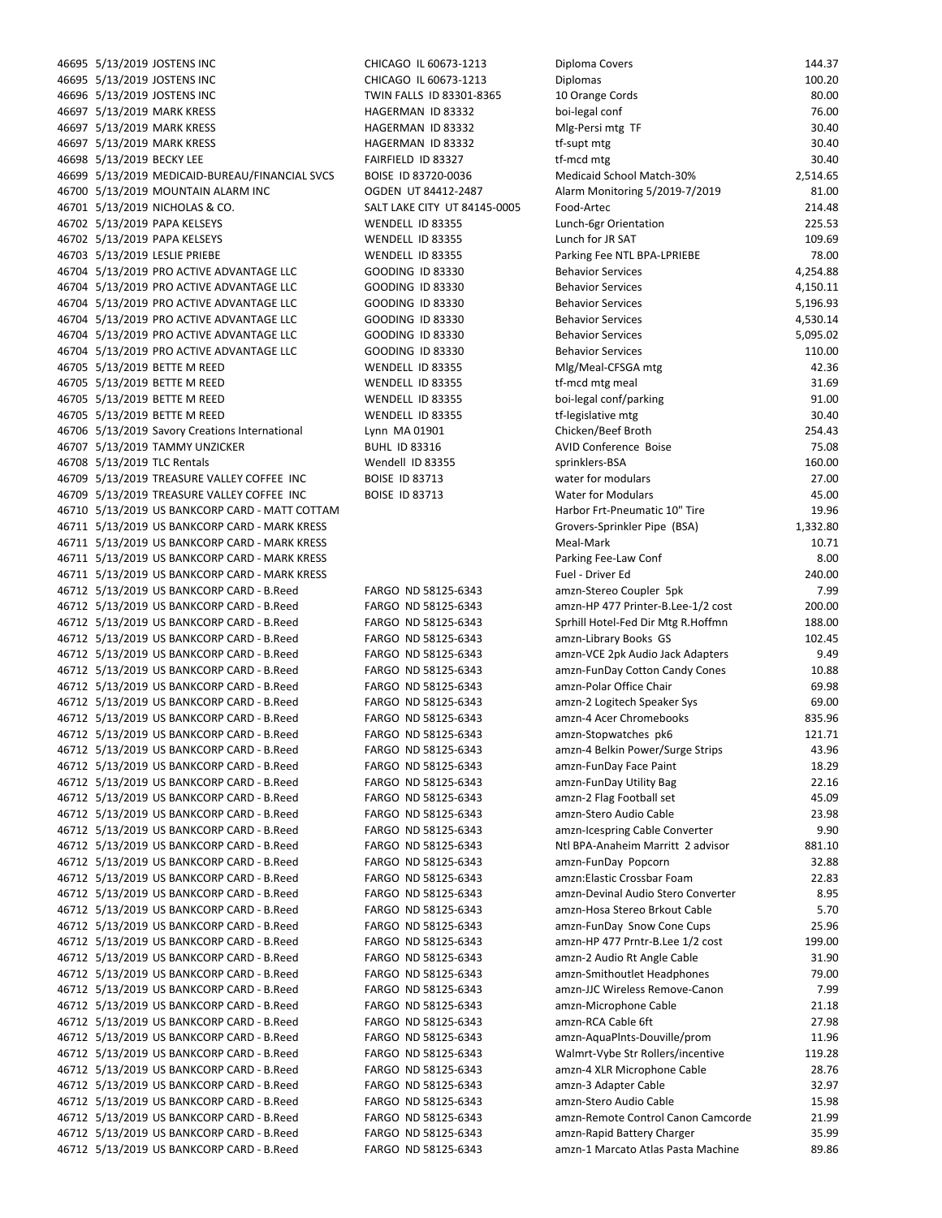| | | | | | |
|---|---|---|---|---|---|
| 46695 | 5/13/2019 | JOSTENS INC | CHICAGO IL 60673-1213 | Diploma Covers | 144.37 |
| 46695 | 5/13/2019 | JOSTENS INC | CHICAGO IL 60673-1213 | Diplomas | 100.20 |
| 46696 | 5/13/2019 | JOSTENS INC | TWIN FALLS ID 83301-8365 | 10 Orange Cords | 80.00 |
| 46697 | 5/13/2019 | MARK KRESS | HAGERMAN ID 83332 | boi-legal conf | 76.00 |
| 46697 | 5/13/2019 | MARK KRESS | HAGERMAN ID 83332 | Mlg-Persi mtg TF | 30.40 |
| 46697 | 5/13/2019 | MARK KRESS | HAGERMAN ID 83332 | tf-supt mtg | 30.40 |
| 46698 | 5/13/2019 | BECKY LEE | FAIRFIELD ID 83327 | tf-mcd mtg | 30.40 |
| 46699 | 5/13/2019 | MEDICAID-BUREAU/FINANCIAL SVCS | BOISE ID 83720-0036 | Medicaid School Match-30% | 2,514.65 |
| 46700 | 5/13/2019 | MOUNTAIN ALARM INC | OGDEN UT 84412-2487 | Alarm Monitoring 5/2019-7/2019 | 81.00 |
| 46701 | 5/13/2019 | NICHOLAS & CO. | SALT LAKE CITY UT 84145-0005 | Food-Artec | 214.48 |
| 46702 | 5/13/2019 | PAPA KELSEYS | WENDELL ID 83355 | Lunch-6gr Orientation | 225.53 |
| 46702 | 5/13/2019 | PAPA KELSEYS | WENDELL ID 83355 | Lunch for JR SAT | 109.69 |
| 46703 | 5/13/2019 | LESLIE PRIEBE | WENDELL ID 83355 | Parking Fee NTL BPA-LPRIEBE | 78.00 |
| 46704 | 5/13/2019 | PRO ACTIVE ADVANTAGE LLC | GOODING ID 83330 | Behavior Services | 4,254.88 |
| 46704 | 5/13/2019 | PRO ACTIVE ADVANTAGE LLC | GOODING ID 83330 | Behavior Services | 4,150.11 |
| 46704 | 5/13/2019 | PRO ACTIVE ADVANTAGE LLC | GOODING ID 83330 | Behavior Services | 5,196.93 |
| 46704 | 5/13/2019 | PRO ACTIVE ADVANTAGE LLC | GOODING ID 83330 | Behavior Services | 4,530.14 |
| 46704 | 5/13/2019 | PRO ACTIVE ADVANTAGE LLC | GOODING ID 83330 | Behavior Services | 5,095.02 |
| 46704 | 5/13/2019 | PRO ACTIVE ADVANTAGE LLC | GOODING ID 83330 | Behavior Services | 110.00 |
| 46705 | 5/13/2019 | BETTE M REED | WENDELL ID 83355 | Mlg/Meal-CFSGA mtg | 42.36 |
| 46705 | 5/13/2019 | BETTE M REED | WENDELL ID 83355 | tf-mcd mtg meal | 31.69 |
| 46705 | 5/13/2019 | BETTE M REED | WENDELL ID 83355 | boi-legal conf/parking | 91.00 |
| 46705 | 5/13/2019 | BETTE M REED | WENDELL ID 83355 | tf-legislative mtg | 30.40 |
| 46706 | 5/13/2019 | Savory Creations International | Lynn MA 01901 | Chicken/Beef Broth | 254.43 |
| 46707 | 5/13/2019 | TAMMY UNZICKER | BUHL ID 83316 | AVID Conference Boise | 75.08 |
| 46708 | 5/13/2019 | TLC Rentals | Wendell ID 83355 | sprinklers-BSA | 160.00 |
| 46709 | 5/13/2019 | TREASURE VALLEY COFFEE INC | BOISE ID 83713 | water for modulars | 27.00 |
| 46709 | 5/13/2019 | TREASURE VALLEY COFFEE INC | BOISE ID 83713 | Water for Modulars | 45.00 |
| 46710 | 5/13/2019 | US BANKCORP CARD - MATT COTTAM | | Harbor Frt-Pneumatic 10" Tire | 19.96 |
| 46711 | 5/13/2019 | US BANKCORP CARD - MARK KRESS | | Grovers-Sprinkler Pipe (BSA) | 1,332.80 |
| 46711 | 5/13/2019 | US BANKCORP CARD - MARK KRESS | | Meal-Mark | 10.71 |
| 46711 | 5/13/2019 | US BANKCORP CARD - MARK KRESS | | Parking Fee-Law Conf | 8.00 |
| 46711 | 5/13/2019 | US BANKCORP CARD - MARK KRESS | | Fuel - Driver Ed | 240.00 |
| 46712 | 5/13/2019 | US BANKCORP CARD - B.Reed | FARGO ND 58125-6343 | amzn-Stereo Coupler 5pk | 7.99 |
| 46712 | 5/13/2019 | US BANKCORP CARD - B.Reed | FARGO ND 58125-6343 | amzn-HP 477 Printer-B.Lee-1/2 cost | 200.00 |
| 46712 | 5/13/2019 | US BANKCORP CARD - B.Reed | FARGO ND 58125-6343 | Sprhill Hotel-Fed Dir Mtg R.Hoffmn | 188.00 |
| 46712 | 5/13/2019 | US BANKCORP CARD - B.Reed | FARGO ND 58125-6343 | amzn-Library Books GS | 102.45 |
| 46712 | 5/13/2019 | US BANKCORP CARD - B.Reed | FARGO ND 58125-6343 | amzn-VCE 2pk Audio Jack Adapters | 9.49 |
| 46712 | 5/13/2019 | US BANKCORP CARD - B.Reed | FARGO ND 58125-6343 | amzn-FunDay Cotton Candy Cones | 10.88 |
| 46712 | 5/13/2019 | US BANKCORP CARD - B.Reed | FARGO ND 58125-6343 | amzn-Polar Office Chair | 69.98 |
| 46712 | 5/13/2019 | US BANKCORP CARD - B.Reed | FARGO ND 58125-6343 | amzn-2 Logitech Speaker Sys | 69.00 |
| 46712 | 5/13/2019 | US BANKCORP CARD - B.Reed | FARGO ND 58125-6343 | amzn-4 Acer Chromebooks | 835.96 |
| 46712 | 5/13/2019 | US BANKCORP CARD - B.Reed | FARGO ND 58125-6343 | amzn-Stopwatches pk6 | 121.71 |
| 46712 | 5/13/2019 | US BANKCORP CARD - B.Reed | FARGO ND 58125-6343 | amzn-4 Belkin Power/Surge Strips | 43.96 |
| 46712 | 5/13/2019 | US BANKCORP CARD - B.Reed | FARGO ND 58125-6343 | amzn-FunDay Face Paint | 18.29 |
| 46712 | 5/13/2019 | US BANKCORP CARD - B.Reed | FARGO ND 58125-6343 | amzn-FunDay Utility Bag | 22.16 |
| 46712 | 5/13/2019 | US BANKCORP CARD - B.Reed | FARGO ND 58125-6343 | amzn-2 Flag Football set | 45.09 |
| 46712 | 5/13/2019 | US BANKCORP CARD - B.Reed | FARGO ND 58125-6343 | amzn-Stero Audio Cable | 23.98 |
| 46712 | 5/13/2019 | US BANKCORP CARD - B.Reed | FARGO ND 58125-6343 | amzn-Icespring Cable Converter | 9.90 |
| 46712 | 5/13/2019 | US BANKCORP CARD - B.Reed | FARGO ND 58125-6343 | Ntl BPA-Anaheim Marritt 2 advisor | 881.10 |
| 46712 | 5/13/2019 | US BANKCORP CARD - B.Reed | FARGO ND 58125-6343 | amzn-FunDay Popcorn | 32.88 |
| 46712 | 5/13/2019 | US BANKCORP CARD - B.Reed | FARGO ND 58125-6343 | amzn:Elastic Crossbar Foam | 22.83 |
| 46712 | 5/13/2019 | US BANKCORP CARD - B.Reed | FARGO ND 58125-6343 | amzn-Devinal Audio Stero Converter | 8.95 |
| 46712 | 5/13/2019 | US BANKCORP CARD - B.Reed | FARGO ND 58125-6343 | amzn-Hosa Stereo Brkout Cable | 5.70 |
| 46712 | 5/13/2019 | US BANKCORP CARD - B.Reed | FARGO ND 58125-6343 | amzn-FunDay Snow Cone Cups | 25.96 |
| 46712 | 5/13/2019 | US BANKCORP CARD - B.Reed | FARGO ND 58125-6343 | amzn-HP 477 Prntr-B.Lee 1/2 cost | 199.00 |
| 46712 | 5/13/2019 | US BANKCORP CARD - B.Reed | FARGO ND 58125-6343 | amzn-2 Audio Rt Angle Cable | 31.90 |
| 46712 | 5/13/2019 | US BANKCORP CARD - B.Reed | FARGO ND 58125-6343 | amzn-Smithoutlet Headphones | 79.00 |
| 46712 | 5/13/2019 | US BANKCORP CARD - B.Reed | FARGO ND 58125-6343 | amzn-JJC Wireless Remove-Canon | 7.99 |
| 46712 | 5/13/2019 | US BANKCORP CARD - B.Reed | FARGO ND 58125-6343 | amzn-Microphone Cable | 21.18 |
| 46712 | 5/13/2019 | US BANKCORP CARD - B.Reed | FARGO ND 58125-6343 | amzn-RCA Cable 6ft | 27.98 |
| 46712 | 5/13/2019 | US BANKCORP CARD - B.Reed | FARGO ND 58125-6343 | amzn-AquaPlnts-Douville/prom | 11.96 |
| 46712 | 5/13/2019 | US BANKCORP CARD - B.Reed | FARGO ND 58125-6343 | Walmrt-Vybe Str Rollers/incentive | 119.28 |
| 46712 | 5/13/2019 | US BANKCORP CARD - B.Reed | FARGO ND 58125-6343 | amzn-4 XLR Microphone Cable | 28.76 |
| 46712 | 5/13/2019 | US BANKCORP CARD - B.Reed | FARGO ND 58125-6343 | amzn-3 Adapter Cable | 32.97 |
| 46712 | 5/13/2019 | US BANKCORP CARD - B.Reed | FARGO ND 58125-6343 | amzn-Stero Audio Cable | 15.98 |
| 46712 | 5/13/2019 | US BANKCORP CARD - B.Reed | FARGO ND 58125-6343 | amzn-Remote Control Canon Camcorde | 21.99 |
| 46712 | 5/13/2019 | US BANKCORP CARD - B.Reed | FARGO ND 58125-6343 | amzn-Rapid Battery Charger | 35.99 |
| 46712 | 5/13/2019 | US BANKCORP CARD - B.Reed | FARGO ND 58125-6343 | amzn-1 Marcato Atlas Pasta Machine | 89.86 |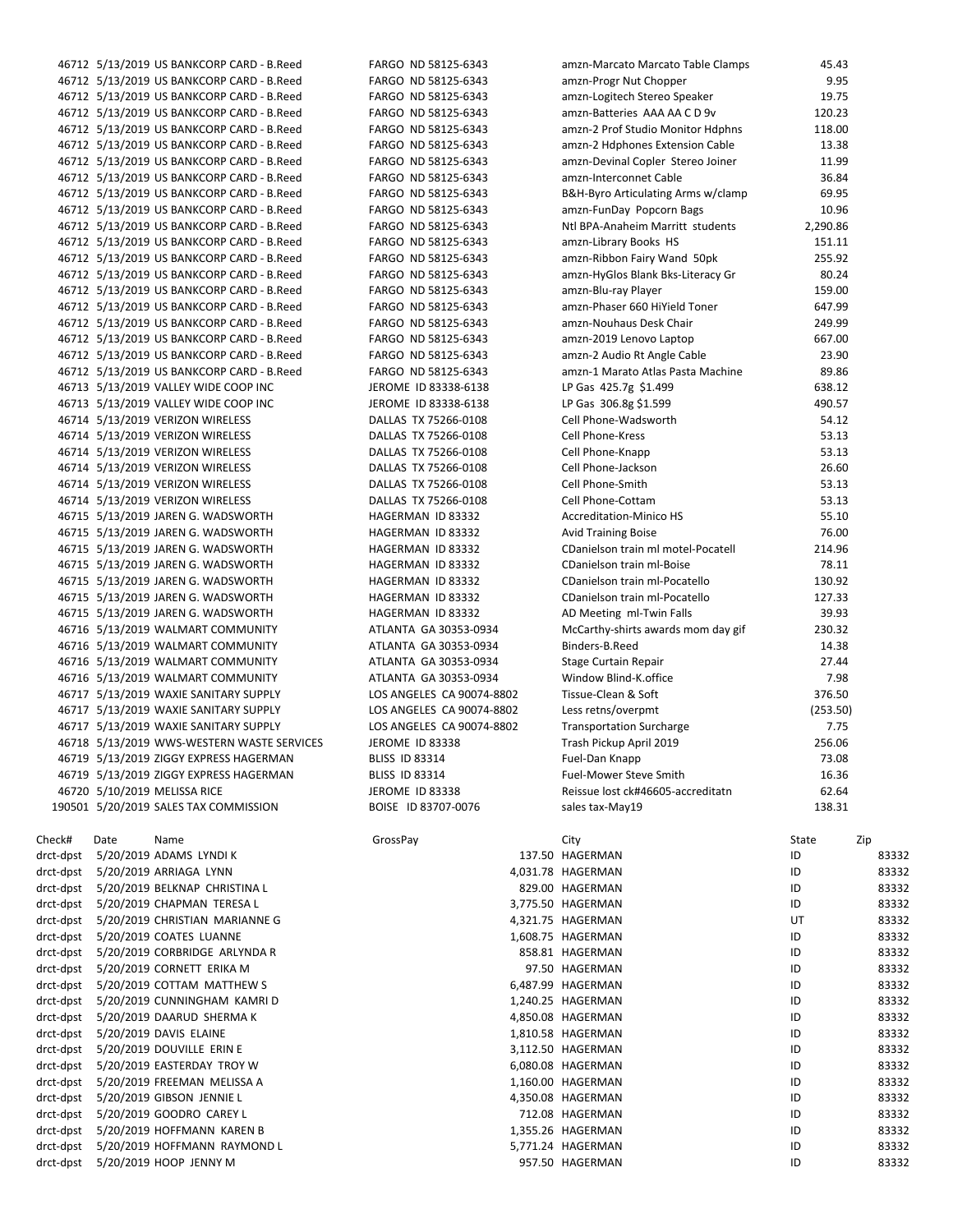| | | | | | |
|---|---|---|---|---|---|
| 46712 | 5/13/2019 | US BANKCORP CARD - B.Reed | FARGO ND 58125-6343 | amzn-Marcato Marcato Table Clamps | 45.43 |
| 46712 | 5/13/2019 | US BANKCORP CARD - B.Reed | FARGO ND 58125-6343 | amzn-Progr Nut Chopper | 9.95 |
| 46712 | 5/13/2019 | US BANKCORP CARD - B.Reed | FARGO ND 58125-6343 | amzn-Logitech Stereo Speaker | 19.75 |
| 46712 | 5/13/2019 | US BANKCORP CARD - B.Reed | FARGO ND 58125-6343 | amzn-Batteries AAA AA C D 9v | 120.23 |
| 46712 | 5/13/2019 | US BANKCORP CARD - B.Reed | FARGO ND 58125-6343 | amzn-2 Prof Studio Monitor Hdphns | 118.00 |
| 46712 | 5/13/2019 | US BANKCORP CARD - B.Reed | FARGO ND 58125-6343 | amzn-2 Hdphones Extension Cable | 13.38 |
| 46712 | 5/13/2019 | US BANKCORP CARD - B.Reed | FARGO ND 58125-6343 | amzn-Devinal Copler Stereo Joiner | 11.99 |
| 46712 | 5/13/2019 | US BANKCORP CARD - B.Reed | FARGO ND 58125-6343 | amzn-Interconnet Cable | 36.84 |
| 46712 | 5/13/2019 | US BANKCORP CARD - B.Reed | FARGO ND 58125-6343 | B&H-Byro Articulating Arms w/clamp | 69.95 |
| 46712 | 5/13/2019 | US BANKCORP CARD - B.Reed | FARGO ND 58125-6343 | amzn-FunDay Popcorn Bags | 10.96 |
| 46712 | 5/13/2019 | US BANKCORP CARD - B.Reed | FARGO ND 58125-6343 | Ntl BPA-Anaheim Marritt students | 2,290.86 |
| 46712 | 5/13/2019 | US BANKCORP CARD - B.Reed | FARGO ND 58125-6343 | amzn-Library Books HS | 151.11 |
| 46712 | 5/13/2019 | US BANKCORP CARD - B.Reed | FARGO ND 58125-6343 | amzn-Ribbon Fairy Wand 50pk | 255.92 |
| 46712 | 5/13/2019 | US BANKCORP CARD - B.Reed | FARGO ND 58125-6343 | amzn-HyGlos Blank Bks-Literacy Gr | 80.24 |
| 46712 | 5/13/2019 | US BANKCORP CARD - B.Reed | FARGO ND 58125-6343 | amzn-Blu-ray Player | 159.00 |
| 46712 | 5/13/2019 | US BANKCORP CARD - B.Reed | FARGO ND 58125-6343 | amzn-Phaser 660 HiYield Toner | 647.99 |
| 46712 | 5/13/2019 | US BANKCORP CARD - B.Reed | FARGO ND 58125-6343 | amzn-Nouhaus Desk Chair | 249.99 |
| 46712 | 5/13/2019 | US BANKCORP CARD - B.Reed | FARGO ND 58125-6343 | amzn-2019 Lenovo Laptop | 667.00 |
| 46712 | 5/13/2019 | US BANKCORP CARD - B.Reed | FARGO ND 58125-6343 | amzn-2 Audio Rt Angle Cable | 23.90 |
| 46712 | 5/13/2019 | US BANKCORP CARD - B.Reed | FARGO ND 58125-6343 | amzn-1 Marato Atlas Pasta Machine | 89.86 |
| 46713 | 5/13/2019 | VALLEY WIDE COOP INC | JEROME ID 83338-6138 | LP Gas 425.7g $1.499 | 638.12 |
| 46713 | 5/13/2019 | VALLEY WIDE COOP INC | JEROME ID 83338-6138 | LP Gas 306.8g $1.599 | 490.57 |
| 46714 | 5/13/2019 | VERIZON WIRELESS | DALLAS TX 75266-0108 | Cell Phone-Wadsworth | 54.12 |
| 46714 | 5/13/2019 | VERIZON WIRELESS | DALLAS TX 75266-0108 | Cell Phone-Kress | 53.13 |
| 46714 | 5/13/2019 | VERIZON WIRELESS | DALLAS TX 75266-0108 | Cell Phone-Knapp | 53.13 |
| 46714 | 5/13/2019 | VERIZON WIRELESS | DALLAS TX 75266-0108 | Cell Phone-Jackson | 26.60 |
| 46714 | 5/13/2019 | VERIZON WIRELESS | DALLAS TX 75266-0108 | Cell Phone-Smith | 53.13 |
| 46714 | 5/13/2019 | VERIZON WIRELESS | DALLAS TX 75266-0108 | Cell Phone-Cottam | 53.13 |
| 46715 | 5/13/2019 | JAREN G. WADSWORTH | HAGERMAN ID 83332 | Accreditation-Minico HS | 55.10 |
| 46715 | 5/13/2019 | JAREN G. WADSWORTH | HAGERMAN ID 83332 | Avid Training Boise | 76.00 |
| 46715 | 5/13/2019 | JAREN G. WADSWORTH | HAGERMAN ID 83332 | CDanielson train ml motel-Pocatell | 214.96 |
| 46715 | 5/13/2019 | JAREN G. WADSWORTH | HAGERMAN ID 83332 | CDanielson train ml-Boise | 78.11 |
| 46715 | 5/13/2019 | JAREN G. WADSWORTH | HAGERMAN ID 83332 | CDanielson train ml-Pocatello | 130.92 |
| 46715 | 5/13/2019 | JAREN G. WADSWORTH | HAGERMAN ID 83332 | CDanielson train ml-Pocatello | 127.33 |
| 46715 | 5/13/2019 | JAREN G. WADSWORTH | HAGERMAN ID 83332 | AD Meeting ml-Twin Falls | 39.93 |
| 46716 | 5/13/2019 | WALMART COMMUNITY | ATLANTA GA 30353-0934 | McCarthy-shirts awards mom day gif | 230.32 |
| 46716 | 5/13/2019 | WALMART COMMUNITY | ATLANTA GA 30353-0934 | Binders-B.Reed | 14.38 |
| 46716 | 5/13/2019 | WALMART COMMUNITY | ATLANTA GA 30353-0934 | Stage Curtain Repair | 27.44 |
| 46716 | 5/13/2019 | WALMART COMMUNITY | ATLANTA GA 30353-0934 | Window Blind-K.office | 7.98 |
| 46717 | 5/13/2019 | WAXIE SANITARY SUPPLY | LOS ANGELES CA 90074-8802 | Tissue-Clean & Soft | 376.50 |
| 46717 | 5/13/2019 | WAXIE SANITARY SUPPLY | LOS ANGELES CA 90074-8802 | Less retns/overpmt | (253.50) |
| 46717 | 5/13/2019 | WAXIE SANITARY SUPPLY | LOS ANGELES CA 90074-8802 | Transportation Surcharge | 7.75 |
| 46718 | 5/13/2019 | WWS-WESTERN WASTE SERVICES | JEROME ID 83338 | Trash Pickup April 2019 | 256.06 |
| 46719 | 5/13/2019 | ZIGGY EXPRESS HAGERMAN | BLISS ID 83314 | Fuel-Dan Knapp | 73.08 |
| 46719 | 5/13/2019 | ZIGGY EXPRESS HAGERMAN | BLISS ID 83314 | Fuel-Mower Steve Smith | 16.36 |
| 46720 | 5/10/2019 | MELISSA RICE | JEROME ID 83338 | Reissue lost ck#46605-accreditatn | 62.64 |
| 190501 | 5/20/2019 | SALES TAX COMMISSION | BOISE ID 83707-0076 | sales tax-May19 | 138.31 |

| Check# | Date | Name | GrossPay | City | State | Zip |
|---|---|---|---|---|---|---|
| drct-dpst | 5/20/2019 | ADAMS LYNDI K | 137.50 | HAGERMAN | ID | 83332 |
| drct-dpst | 5/20/2019 | ARRIAGA LYNN | 4,031.78 | HAGERMAN | ID | 83332 |
| drct-dpst | 5/20/2019 | BELKNAP CHRISTINA L | 829.00 | HAGERMAN | ID | 83332 |
| drct-dpst | 5/20/2019 | CHAPMAN TERESA L | 3,775.50 | HAGERMAN | ID | 83332 |
| drct-dpst | 5/20/2019 | CHRISTIAN MARIANNE G | 4,321.75 | HAGERMAN | UT | 83332 |
| drct-dpst | 5/20/2019 | COATES LUANNE | 1,608.75 | HAGERMAN | ID | 83332 |
| drct-dpst | 5/20/2019 | CORBRIDGE ARLYNDA R | 858.81 | HAGERMAN | ID | 83332 |
| drct-dpst | 5/20/2019 | CORNETT ERIKA M | 97.50 | HAGERMAN | ID | 83332 |
| drct-dpst | 5/20/2019 | COTTAM MATTHEW S | 6,487.99 | HAGERMAN | ID | 83332 |
| drct-dpst | 5/20/2019 | CUNNINGHAM KAMRI D | 1,240.25 | HAGERMAN | ID | 83332 |
| drct-dpst | 5/20/2019 | DAARUD SHERMA K | 4,850.08 | HAGERMAN | ID | 83332 |
| drct-dpst | 5/20/2019 | DAVIS ELAINE | 1,810.58 | HAGERMAN | ID | 83332 |
| drct-dpst | 5/20/2019 | DOUVILLE ERIN E | 3,112.50 | HAGERMAN | ID | 83332 |
| drct-dpst | 5/20/2019 | EASTERDAY TROY W | 6,080.08 | HAGERMAN | ID | 83332 |
| drct-dpst | 5/20/2019 | FREEMAN MELISSA A | 1,160.00 | HAGERMAN | ID | 83332 |
| drct-dpst | 5/20/2019 | GIBSON JENNIE L | 4,350.08 | HAGERMAN | ID | 83332 |
| drct-dpst | 5/20/2019 | GOODRO CAREY L | 712.08 | HAGERMAN | ID | 83332 |
| drct-dpst | 5/20/2019 | HOFFMANN KAREN B | 1,355.26 | HAGERMAN | ID | 83332 |
| drct-dpst | 5/20/2019 | HOFFMANN RAYMOND L | 5,771.24 | HAGERMAN | ID | 83332 |
| drct-dpst | 5/20/2019 | HOOP JENNY M | 957.50 | HAGERMAN | ID | 83332 |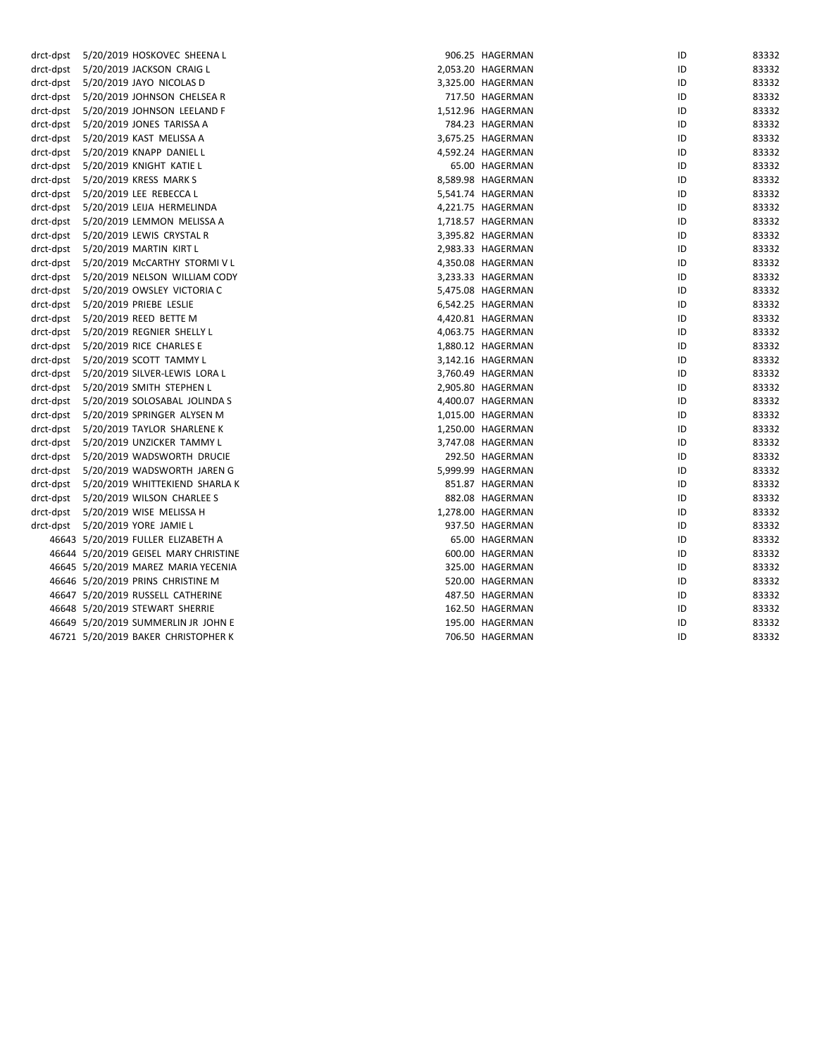| | | | | | | |
|---|---|---|---|---|---|---|
| drct-dpst | 5/20/2019 | HOSKOVEC SHEENA L | 906.25 | HAGERMAN | ID | 83332 |
| drct-dpst | 5/20/2019 | JACKSON CRAIG L | 2,053.20 | HAGERMAN | ID | 83332 |
| drct-dpst | 5/20/2019 | JAYO NICOLAS D | 3,325.00 | HAGERMAN | ID | 83332 |
| drct-dpst | 5/20/2019 | JOHNSON CHELSEA R | 717.50 | HAGERMAN | ID | 83332 |
| drct-dpst | 5/20/2019 | JOHNSON LEELAND F | 1,512.96 | HAGERMAN | ID | 83332 |
| drct-dpst | 5/20/2019 | JONES TARISSA A | 784.23 | HAGERMAN | ID | 83332 |
| drct-dpst | 5/20/2019 | KAST MELISSA A | 3,675.25 | HAGERMAN | ID | 83332 |
| drct-dpst | 5/20/2019 | KNAPP DANIEL L | 4,592.24 | HAGERMAN | ID | 83332 |
| drct-dpst | 5/20/2019 | KNIGHT KATIE L | 65.00 | HAGERMAN | ID | 83332 |
| drct-dpst | 5/20/2019 | KRESS MARK S | 8,589.98 | HAGERMAN | ID | 83332 |
| drct-dpst | 5/20/2019 | LEE REBECCA L | 5,541.74 | HAGERMAN | ID | 83332 |
| drct-dpst | 5/20/2019 | LEIJA HERMELINDA | 4,221.75 | HAGERMAN | ID | 83332 |
| drct-dpst | 5/20/2019 | LEMMON MELISSA A | 1,718.57 | HAGERMAN | ID | 83332 |
| drct-dpst | 5/20/2019 | LEWIS CRYSTAL R | 3,395.82 | HAGERMAN | ID | 83332 |
| drct-dpst | 5/20/2019 | MARTIN KIRT L | 2,983.33 | HAGERMAN | ID | 83332 |
| drct-dpst | 5/20/2019 | McCARTHY STORMI V L | 4,350.08 | HAGERMAN | ID | 83332 |
| drct-dpst | 5/20/2019 | NELSON WILLIAM CODY | 3,233.33 | HAGERMAN | ID | 83332 |
| drct-dpst | 5/20/2019 | OWSLEY VICTORIA C | 5,475.08 | HAGERMAN | ID | 83332 |
| drct-dpst | 5/20/2019 | PRIEBE LESLIE | 6,542.25 | HAGERMAN | ID | 83332 |
| drct-dpst | 5/20/2019 | REED BETTE M | 4,420.81 | HAGERMAN | ID | 83332 |
| drct-dpst | 5/20/2019 | REGNIER SHELLY L | 4,063.75 | HAGERMAN | ID | 83332 |
| drct-dpst | 5/20/2019 | RICE CHARLES E | 1,880.12 | HAGERMAN | ID | 83332 |
| drct-dpst | 5/20/2019 | SCOTT TAMMY L | 3,142.16 | HAGERMAN | ID | 83332 |
| drct-dpst | 5/20/2019 | SILVER-LEWIS LORA L | 3,760.49 | HAGERMAN | ID | 83332 |
| drct-dpst | 5/20/2019 | SMITH STEPHEN L | 2,905.80 | HAGERMAN | ID | 83332 |
| drct-dpst | 5/20/2019 | SOLOSABAL JOLINDA S | 4,400.07 | HAGERMAN | ID | 83332 |
| drct-dpst | 5/20/2019 | SPRINGER ALYSEN M | 1,015.00 | HAGERMAN | ID | 83332 |
| drct-dpst | 5/20/2019 | TAYLOR SHARLENE K | 1,250.00 | HAGERMAN | ID | 83332 |
| drct-dpst | 5/20/2019 | UNZICKER TAMMY L | 3,747.08 | HAGERMAN | ID | 83332 |
| drct-dpst | 5/20/2019 | WADSWORTH DRUCIE | 292.50 | HAGERMAN | ID | 83332 |
| drct-dpst | 5/20/2019 | WADSWORTH JAREN G | 5,999.99 | HAGERMAN | ID | 83332 |
| drct-dpst | 5/20/2019 | WHITTEKIEND SHARLA K | 851.87 | HAGERMAN | ID | 83332 |
| drct-dpst | 5/20/2019 | WILSON CHARLEE S | 882.08 | HAGERMAN | ID | 83332 |
| drct-dpst | 5/20/2019 | WISE MELISSA H | 1,278.00 | HAGERMAN | ID | 83332 |
| drct-dpst | 5/20/2019 | YORE JAMIE L | 937.50 | HAGERMAN | ID | 83332 |
| 46643 | 5/20/2019 | FULLER ELIZABETH A | 65.00 | HAGERMAN | ID | 83332 |
| 46644 | 5/20/2019 | GEISEL MARY CHRISTINE | 600.00 | HAGERMAN | ID | 83332 |
| 46645 | 5/20/2019 | MAREZ MARIA YECENIA | 325.00 | HAGERMAN | ID | 83332 |
| 46646 | 5/20/2019 | PRINS CHRISTINE M | 520.00 | HAGERMAN | ID | 83332 |
| 46647 | 5/20/2019 | RUSSELL CATHERINE | 487.50 | HAGERMAN | ID | 83332 |
| 46648 | 5/20/2019 | STEWART SHERRIE | 162.50 | HAGERMAN | ID | 83332 |
| 46649 | 5/20/2019 | SUMMERLIN JR JOHN E | 195.00 | HAGERMAN | ID | 83332 |
| 46721 | 5/20/2019 | BAKER CHRISTOPHER K | 706.50 | HAGERMAN | ID | 83332 |